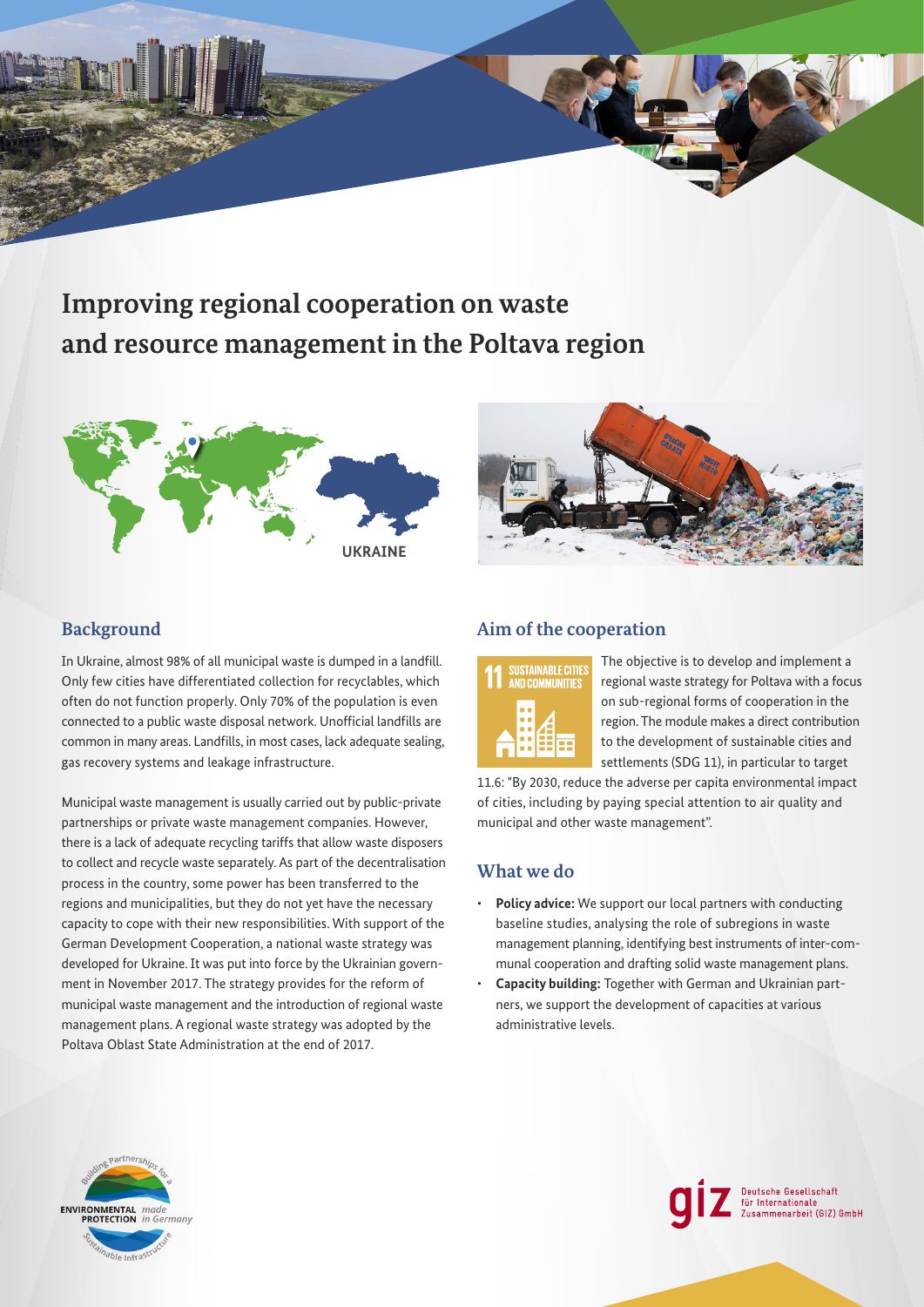# Improving regional cooperation on waste and resource management in the Poltava region

UKRAINE

## Background

In Ukraine, almost 98% of all municipal waste is dumped in a landfill. Only few cities have differentiated collection for recyclables, which often do not function properly. Only 70% of the population is even connected to a public waste disposal network. Unofficial landfills are common in many areas. Landfills, in most cases, lack adequate sealing, gas recovery systems and leakage infrastructure.

Municipal waste management is usually carried out by public-private partnerships or private waste management companies. However, there is a lack of adequate recycling tariffs that allow waste disposers to collect and recycle waste separately. As part of the decentralisation process in the country, some power has been transferred to the regions and municipalities, but they do not yet have the necessary capacity to cope with their new responsibilities. With support of the German Development Cooperation, a national waste strategy was developed for Ukraine. It was put into force by the Ukrainian government in November 2017. The strategy provides for the reform of municipal waste management and the introduction of regional waste management plans. A regional waste strategy was adopted by the Poltava Oblast State Administration at the end of 2017.

## Aim of the cooperation

11 SUSTAINABLE CITIES AND COMMUNITIES

The objective is to develop and implement a regional waste strategy for Poltava with a focus on sub-regional forms of cooperation in the region. The module makes a direct contribution to the development of sustainable cities and settlements (SDG 11), in particular to target 11.6: "By 2030, reduce the adverse per capita environmental impact of cities, including by paying special attention to air quality and municipal and other waste management".

## What we do

- **Policy advice:** We support our local partners with conducting baseline studies, analysing the role of subregions in waste management planning, identifying best instruments of inter-communal cooperation and drafting solid waste management plans.
- **Capacity building:** Together with German and Ukrainian partners, we support the development of capacities at various administrative levels.

Building Partnerships for a Sustainable Infrastructure – ENVIRONMENTAL PROTECTION *made in Germany*

giz Deutsche Gesellschaft für Internationale Zusammenarbeit (GIZ) GmbH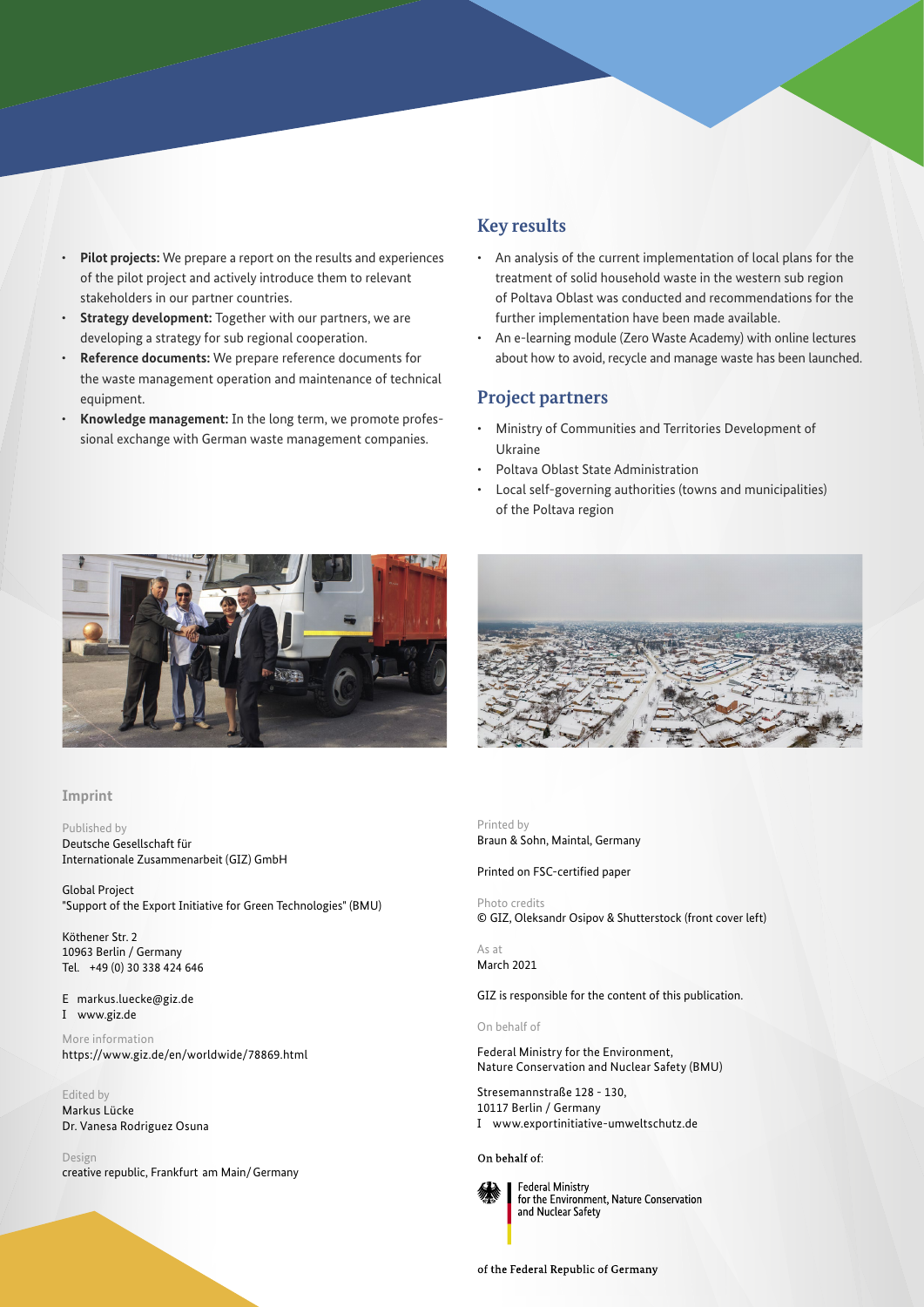- **Pilot projects:** We prepare a report on the results and experiences of the pilot project and actively introduce them to relevant stakeholders in our partner countries.
- **Strategy development:** Together with our partners, we are developing a strategy for sub regional cooperation.
- **Reference documents:** We prepare reference documents for the waste management operation and maintenance of technical equipment.
- **Knowledge management:** In the long term, we promote professional exchange with German waste management companies.

## Key results

- An analysis of the current implementation of local plans for the treatment of solid household waste in the western sub region of Poltava Oblast was conducted and recommendations for the further implementation have been made available.
- An e-learning module (Zero Waste Academy) with online lectures about how to avoid, recycle and manage waste has been launched.

## Project partners

- Ministry of Communities and Territories Development of Ukraine
- Poltava Oblast State Administration
- Local self-governing authorities (towns and municipalities) of the Poltava region

### Imprint

Published by
Deutsche Gesellschaft für
Internationale Zusammenarbeit (GIZ) GmbH

Global Project
"Support of the Export Initiative for Green Technologies" (BMU)

Köthener Str. 2
10963 Berlin / Germany
Tel. +49 (0) 30 338 424 646

E markus.luecke@giz.de
I www.giz.de

More information
https://www.giz.de/en/worldwide/78869.html

Edited by
Markus Lücke
Dr. Vanesa Rodriguez Osuna

Design
creative republic, Frankfurt am Main/ Germany

Printed by
Braun & Sohn, Maintal, Germany

Printed on FSC-certified paper

Photo credits
© GIZ, Oleksandr Osipov & Shutterstock (front cover left)

As at
March 2021

GIZ is responsible for the content of this publication.

On behalf of

Federal Ministry for the Environment,
Nature Conservation and Nuclear Safety (BMU)

Stresemannstraße 128 - 130,
10117 Berlin / Germany
I www.exportinitiative-umweltschutz.de

On behalf of:

Federal Ministry
for the Environment, Nature Conservation
and Nuclear Safety

of the Federal Republic of Germany